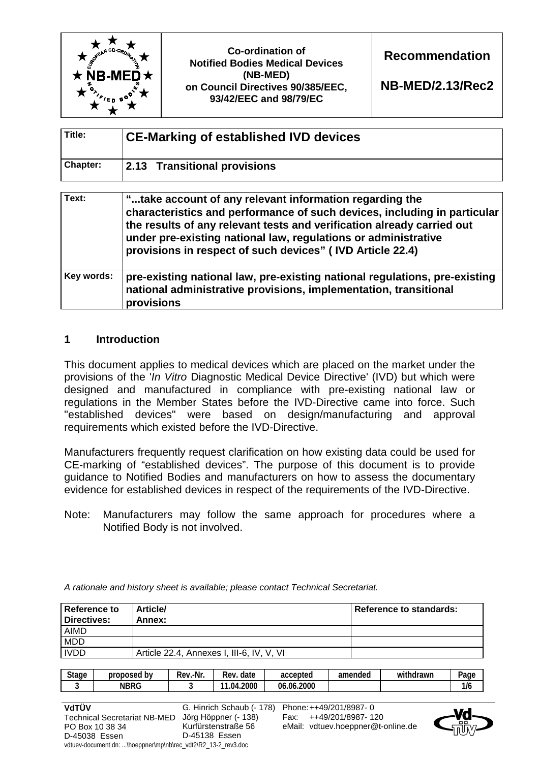| | Co-ordination of Notified Bodies Medical Devices (NB-MED) on Council Directives 90/385/EEC, 93/42/EEC and 98/79/EC | Recommendation NB-MED/2.13/Rec2 |
|---|---|---|

| Title: | **CE-Marking of established IVD devices** |
|---|---|
| Chapter: | **2.13 Transitional provisions** |

| Text: | **"...take account of any relevant information regarding the characteristics and performance of such devices, including in particular the results of any relevant tests and verification already carried out under pre-existing national law, regulations or administrative provisions in respect of such devices" ( IVD Article 22.4)** |
|---|---|
| Key words: | **pre-existing national law, pre-existing national regulations, pre-existing national administrative provisions, implementation, transitional provisions** |

## 1 Introduction

This document applies to medical devices which are placed on the market under the provisions of the '*In Vitro* Diagnostic Medical Device Directive' (IVD) but which were designed and manufactured in compliance with pre-existing national law or regulations in the Member States before the IVD-Directive came into force. Such "established devices" were based on design/manufacturing and approval requirements which existed before the IVD-Directive.

Manufacturers frequently request clarification on how existing data could be used for CE-marking of "established devices". The purpose of this document is to provide guidance to Notified Bodies and manufacturers on how to assess the documentary evidence for established devices in respect of the requirements of the IVD-Directive.

Note: Manufacturers may follow the same approach for procedures where a Notified Body is not involved.

*A rationale and history sheet is available; please contact Technical Secretariat.*

| Reference to Directives: | Article/ Annex: | Reference to standards: |
|---|---|---|
| AIMD | | |
| MDD | | |
| IVDD | Article 22.4, Annexes I, III-6, IV, V, VI | |

| Stage | proposed by | Rev.-Nr. | Rev. date | accepted | amended | withdrawn | Page |
|---|---|---|---|---|---|---|---|
| 3 | NBRG | 3 | 11.04.2000 | 06.06.2000 | | | 1/6 |

**VdTÜV**
Technical Secretariat NB-MED
PO Box 10 38 34
D-45038 Essen

G. Hinrich Schaub (- 178)
Jörg Höppner (- 138)
Kurfürstenstraße 56
D-45138 Essen

Phone: ++49/201/8987- 0
Fax: ++49/201/8987- 120
eMail: vdtuev.hoeppner@t-online.de

vdtuev-document dn: ...\hoeppner\mp\nb\rec_vdt2\R2_13-2_rev3.doc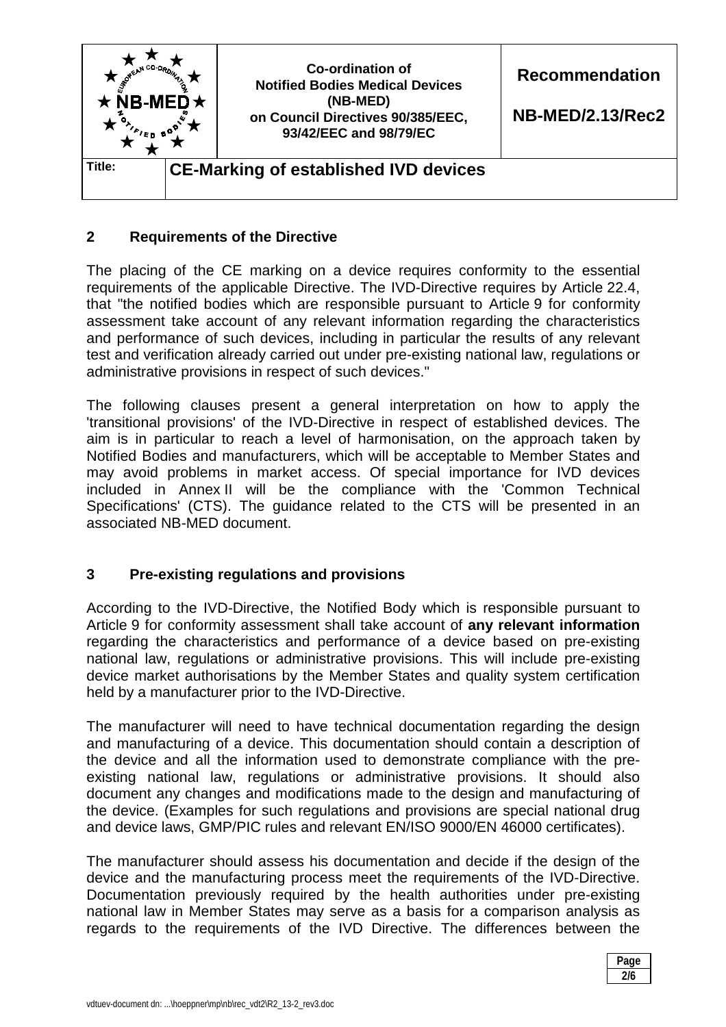## 2 Requirements of the Directive

The placing of the CE marking on a device requires conformity to the essential requirements of the applicable Directive. The IVD-Directive requires by Article 22.4, that "the notified bodies which are responsible pursuant to Article 9 for conformity assessment take account of any relevant information regarding the characteristics and performance of such devices, including in particular the results of any relevant test and verification already carried out under pre-existing national law, regulations or administrative provisions in respect of such devices."

The following clauses present a general interpretation on how to apply the 'transitional provisions' of the IVD-Directive in respect of established devices. The aim is in particular to reach a level of harmonisation, on the approach taken by Notified Bodies and manufacturers, which will be acceptable to Member States and may avoid problems in market access. Of special importance for IVD devices included in Annex II will be the compliance with the 'Common Technical Specifications' (CTS). The guidance related to the CTS will be presented in an associated NB-MED document.

## 3 Pre-existing regulations and provisions

According to the IVD-Directive, the Notified Body which is responsible pursuant to Article 9 for conformity assessment shall take account of **any relevant information** regarding the characteristics and performance of a device based on pre-existing national law, regulations or administrative provisions. This will include pre-existing device market authorisations by the Member States and quality system certification held by a manufacturer prior to the IVD-Directive.

The manufacturer will need to have technical documentation regarding the design and manufacturing of a device. This documentation should contain a description of the device and all the information used to demonstrate compliance with the pre-existing national law, regulations or administrative provisions. It should also document any changes and modifications made to the design and manufacturing of the device. (Examples for such regulations and provisions are special national drug and device laws, GMP/PIC rules and relevant EN/ISO 9000/EN 46000 certificates).

The manufacturer should assess his documentation and decide if the design of the device and the manufacturing process meet the requirements of the IVD-Directive. Documentation previously required by the health authorities under pre-existing national law in Member States may serve as a basis for a comparison analysis as regards to the requirements of the IVD Directive. The differences between the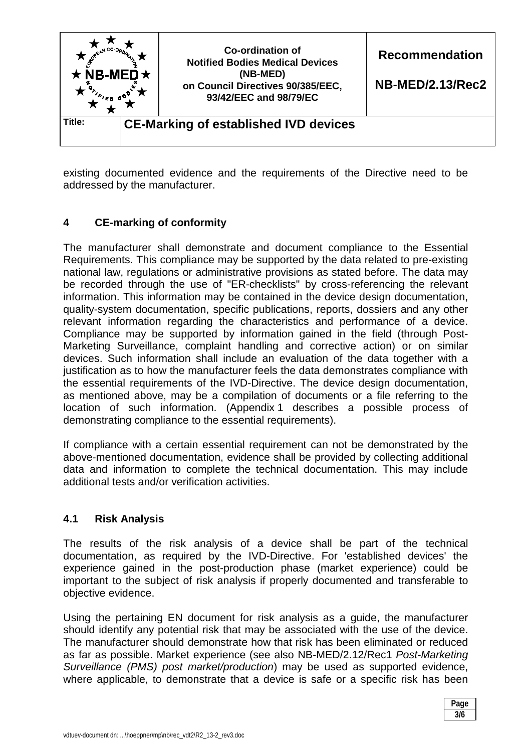existing documented evidence and the requirements of the Directive need to be addressed by the manufacturer.

## 4 CE-marking of conformity

The manufacturer shall demonstrate and document compliance to the Essential Requirements. This compliance may be supported by the data related to pre-existing national law, regulations or administrative provisions as stated before. The data may be recorded through the use of "ER-checklists" by cross-referencing the relevant information. This information may be contained in the device design documentation, quality-system documentation, specific publications, reports, dossiers and any other relevant information regarding the characteristics and performance of a device. Compliance may be supported by information gained in the field (through Post-Marketing Surveillance, complaint handling and corrective action) or on similar devices. Such information shall include an evaluation of the data together with a justification as to how the manufacturer feels the data demonstrates compliance with the essential requirements of the IVD-Directive. The device design documentation, as mentioned above, may be a compilation of documents or a file referring to the location of such information. (Appendix 1 describes a possible process of demonstrating compliance to the essential requirements).

If compliance with a certain essential requirement can not be demonstrated by the above-mentioned documentation, evidence shall be provided by collecting additional data and information to complete the technical documentation. This may include additional tests and/or verification activities.

### 4.1 Risk Analysis

The results of the risk analysis of a device shall be part of the technical documentation, as required by the IVD-Directive. For 'established devices' the experience gained in the post-production phase (market experience) could be important to the subject of risk analysis if properly documented and transferable to objective evidence.

Using the pertaining EN document for risk analysis as a guide, the manufacturer should identify any potential risk that may be associated with the use of the device. The manufacturer should demonstrate how that risk has been eliminated or reduced as far as possible. Market experience (see also NB-MED/2.12/Rec1 *Post-Marketing Surveillance (PMS) post market/production*) may be used as supported evidence, where applicable, to demonstrate that a device is safe or a specific risk has been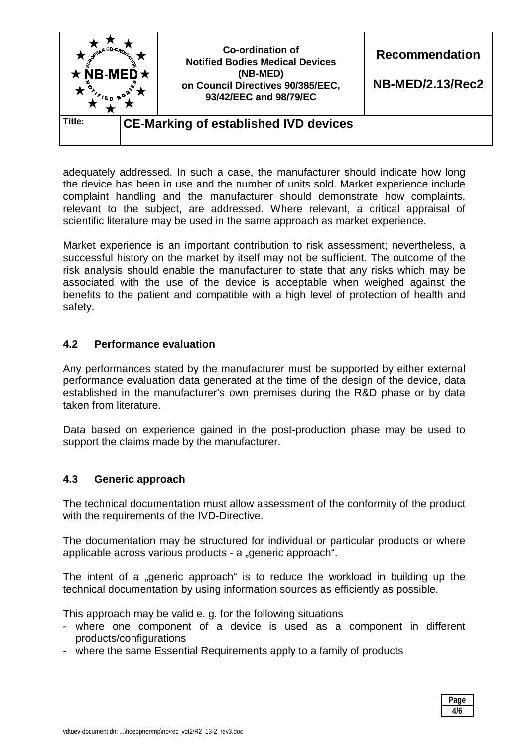adequately addressed. In such a case, the manufacturer should indicate how long the device has been in use and the number of units sold. Market experience include complaint handling and the manufacturer should demonstrate how complaints, relevant to the subject, are addressed. Where relevant, a critical appraisal of scientific literature may be used in the same approach as market experience.

Market experience is an important contribution to risk assessment; nevertheless, a successful history on the market by itself may not be sufficient. The outcome of the risk analysis should enable the manufacturer to state that any risks which may be associated with the use of the device is acceptable when weighed against the benefits to the patient and compatible with a high level of protection of health and safety.

### 4.2 Performance evaluation

Any performances stated by the manufacturer must be supported by either external performance evaluation data generated at the time of the design of the device, data established in the manufacturer's own premises during the R&D phase or by data taken from literature.

Data based on experience gained in the post-production phase may be used to support the claims made by the manufacturer.

### 4.3 Generic approach

The technical documentation must allow assessment of the conformity of the product with the requirements of the IVD-Directive.

The documentation may be structured for individual or particular products or where applicable across various products - a „generic approach".

The intent of a „generic approach" is to reduce the workload in building up the technical documentation by using information sources as efficiently as possible.

This approach may be valid e. g. for the following situations

- where one component of a device is used as a component in different products/configurations
- where the same Essential Requirements apply to a family of products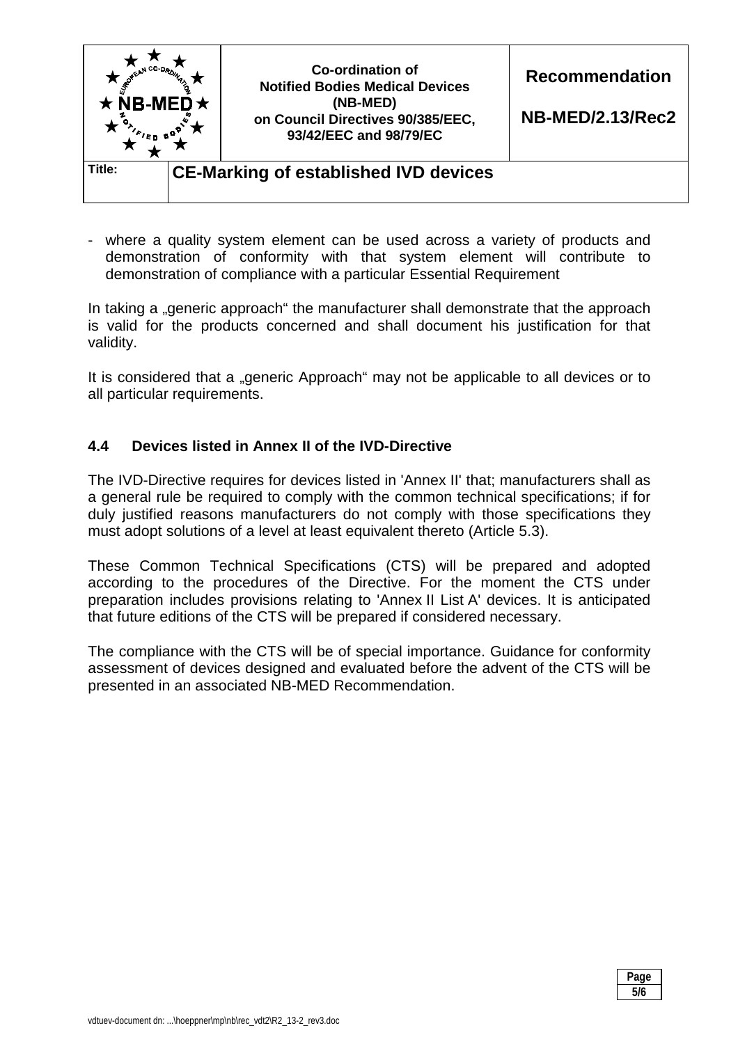- where a quality system element can be used across a variety of products and demonstration of conformity with that system element will contribute to demonstration of compliance with a particular Essential Requirement

In taking a „generic approach“ the manufacturer shall demonstrate that the approach is valid for the products concerned and shall document his justification for that validity.

It is considered that a „generic Approach“ may not be applicable to all devices or to all particular requirements.

### 4.4 Devices listed in Annex II of the IVD-Directive

The IVD-Directive requires for devices listed in 'Annex II' that; manufacturers shall as a general rule be required to comply with the common technical specifications; if for duly justified reasons manufacturers do not comply with those specifications they must adopt solutions of a level at least equivalent thereto (Article 5.3).

These Common Technical Specifications (CTS) will be prepared and adopted according to the procedures of the Directive. For the moment the CTS under preparation includes provisions relating to 'Annex II List A' devices. It is anticipated that future editions of the CTS will be prepared if considered necessary.

The compliance with the CTS will be of special importance. Guidance for conformity assessment of devices designed and evaluated before the advent of the CTS will be presented in an associated NB-MED Recommendation.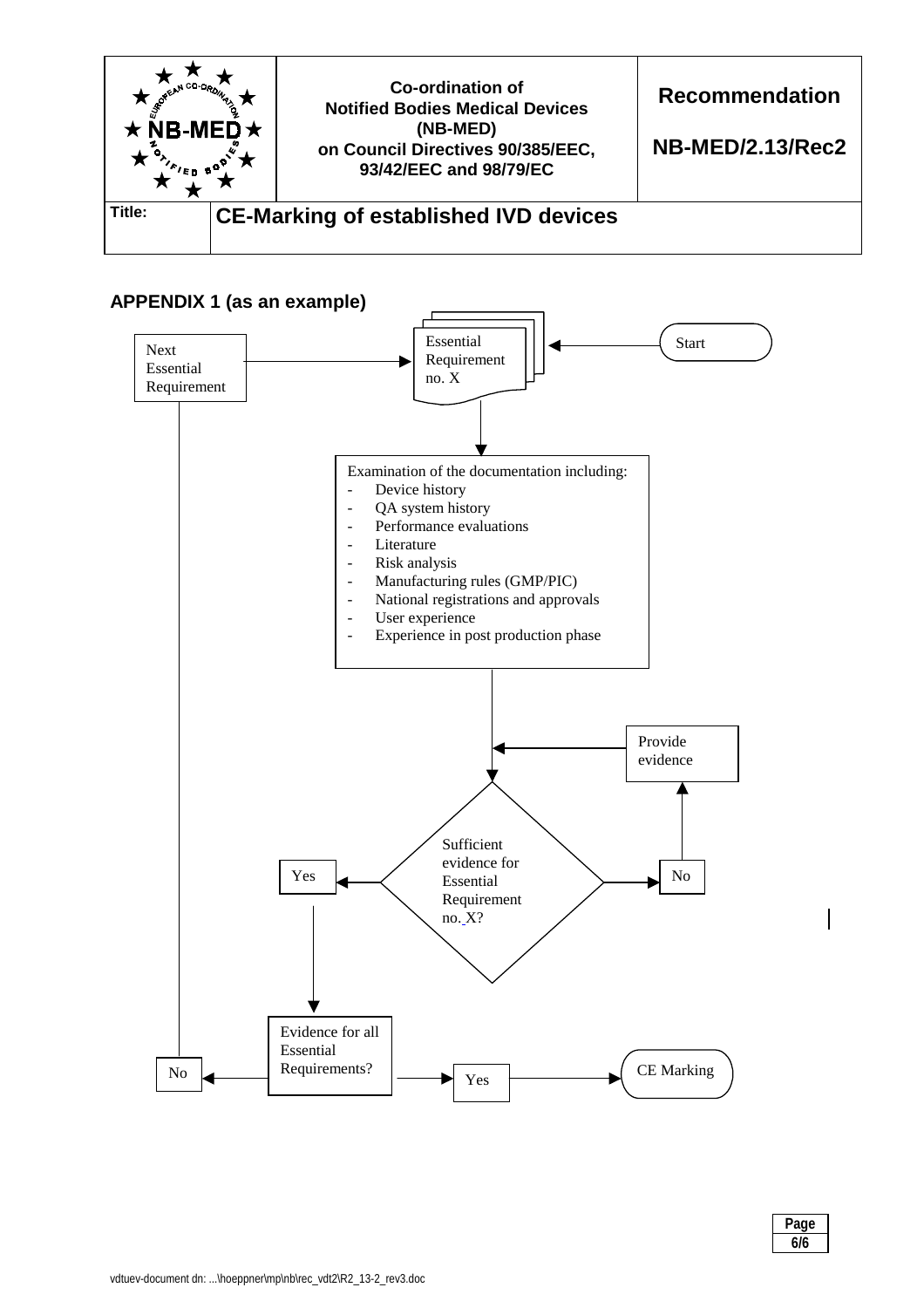| | Co-ordination of Notified Bodies Medical Devices (NB-MED) on Council Directives 90/385/EEC, 93/42/EEC and 98/79/EC | Recommendation NB-MED/2.13/Rec2 |
|---|---|---|
| **Title:** | **CE-Marking of established IVD devices** | |

## APPENDIX 1 (as an example)

Start

Essential Requirement no. X

Examination of the documentation including:

- Device history
- QA system history
- Performance evaluations
- Literature
- Risk analysis
- Manufacturing rules (GMP/PIC)
- National registrations and approvals
- User experience
- Experience in post production phase

Sufficient evidence for Essential Requirement no. X?

No → Provide evidence

Yes → Evidence for all Essential Requirements?

No → Next Essential Requirement

Yes → CE Marking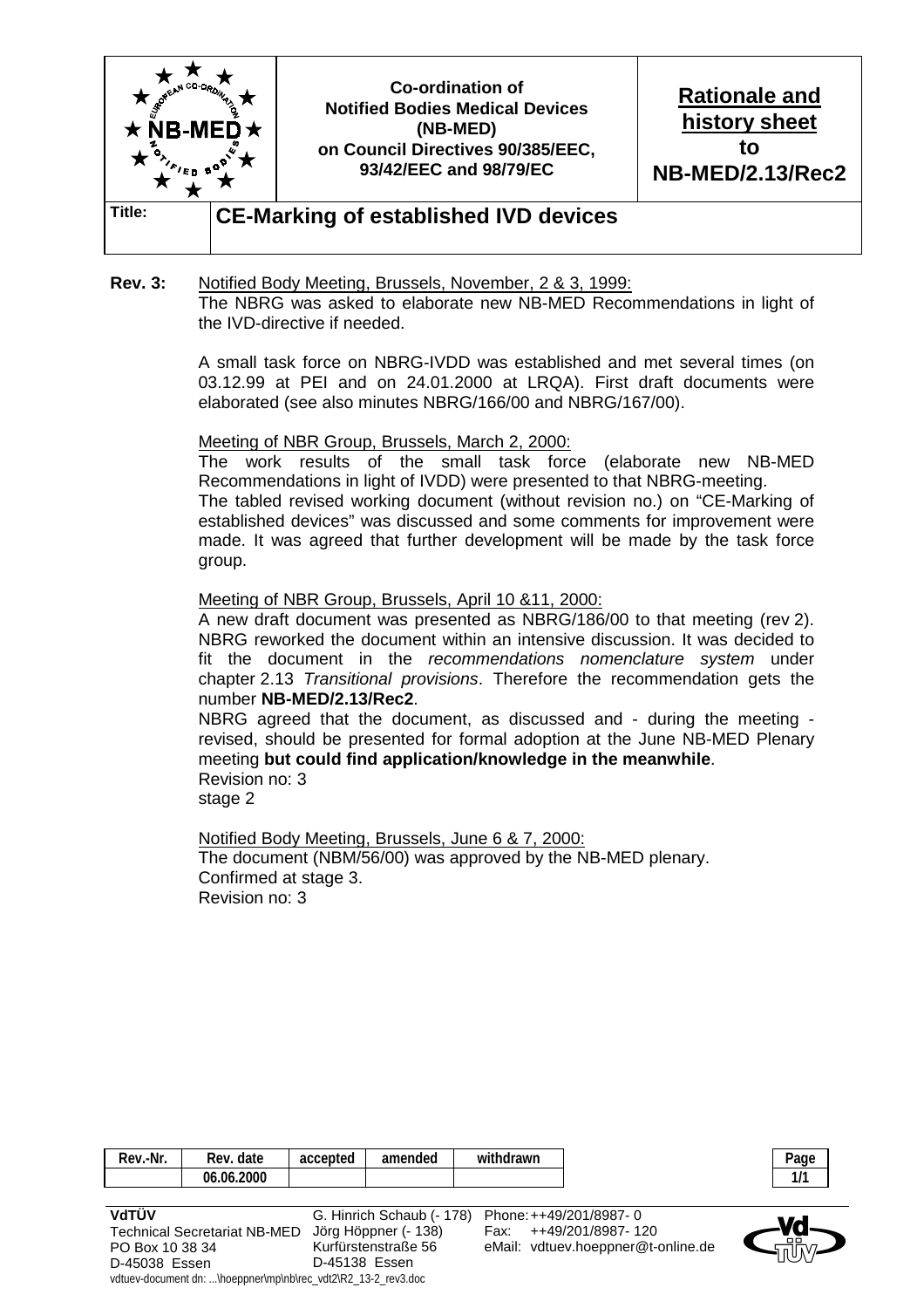| | Co-ordination of Notified Bodies Medical Devices (NB-MED) on Council Directives 90/385/EEC, 93/42/EEC and 98/79/EC | **Rationale and history sheet to NB-MED/2.13/Rec2** |
|---|---|---|
| **Title:** | **CE-Marking of established IVD devices** | |

**Rev. 3:** Notified Body Meeting, Brussels, November, 2 & 3, 1999:
The NBRG was asked to elaborate new NB-MED Recommendations in light of the IVD-directive if needed.

A small task force on NBRG-IVDD was established and met several times (on 03.12.99 at PEI and on 24.01.2000 at LRQA). First draft documents were elaborated (see also minutes NBRG/166/00 and NBRG/167/00).

Meeting of NBR Group, Brussels, March 2, 2000:
The work results of the small task force (elaborate new NB-MED Recommendations in light of IVDD) were presented to that NBRG-meeting.
The tabled revised working document (without revision no.) on "CE-Marking of established devices" was discussed and some comments for improvement were made. It was agreed that further development will be made by the task force group.

Meeting of NBR Group, Brussels, April 10 &11, 2000:
A new draft document was presented as NBRG/186/00 to that meeting (rev 2). NBRG reworked the document within an intensive discussion. It was decided to fit the document in the *recommendations nomenclature system* under chapter 2.13 *Transitional provisions*. Therefore the recommendation gets the number **NB-MED/2.13/Rec2**.
NBRG agreed that the document, as discussed and - during the meeting - revised, should be presented for formal adoption at the June NB-MED Plenary meeting **but could find application/knowledge in the meanwhile**.
Revision no: 3
stage 2

Notified Body Meeting, Brussels, June 6 & 7, 2000:
The document (NBM/56/00) was approved by the NB-MED plenary.
Confirmed at stage 3.
Revision no: 3

| Rev.-Nr. | Rev. date | accepted | amended | withdrawn |
|---|---|---|---|---|
| | 06.06.2000 | | | |

VdTÜV
Technical Secretariat NB-MED
PO Box 10 38 34
D-45038 Essen

G. Hinrich Schaub (- 178)
Jörg Höppner (- 138)
Kurfürstenstraße 56
D-45138 Essen

Phone: ++49/201/8987- 0
Fax: ++49/201/8987- 120
eMail: vdtuev.hoeppner@t-online.de

vdtuev-document dn: ...\hoeppner\mp\nb\rec_vdt2\R2_13-2_rev3.doc